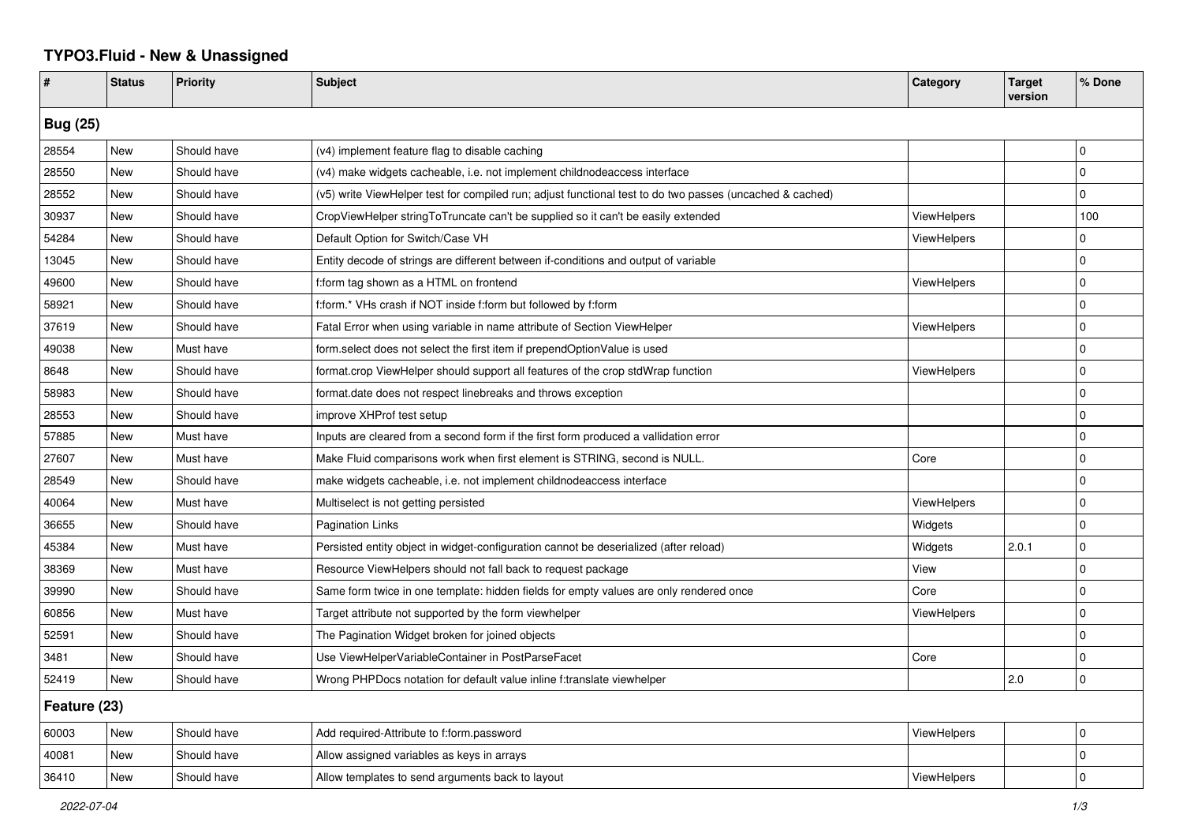# TYPO3.Fluid - New & Unassigned

| # | Status | Priority | Subject | Category | Target version | % Done |
|---|---|---|---|---|---|---|
| **Bug (25)** | | | | | | |
| 28554 | New | Should have | (v4) implement feature flag to disable caching | | | 0 |
| 28550 | New | Should have | (v4) make widgets cacheable, i.e. not implement childnodeaccess interface | | | 0 |
| 28552 | New | Should have | (v5) write ViewHelper test for compiled run; adjust functional test to do two passes (uncached & cached) | | | 0 |
| 30937 | New | Should have | CropViewHelper stringToTruncate can't be supplied so it can't be easily extended | ViewHelpers | | 100 |
| 54284 | New | Should have | Default Option for Switch/Case VH | ViewHelpers | | 0 |
| 13045 | New | Should have | Entity decode of strings are different between if-conditions and output of variable | | | 0 |
| 49600 | New | Should have | f:form tag shown as a HTML on frontend | ViewHelpers | | 0 |
| 58921 | New | Should have | f:form.* VHs crash if NOT inside f:form but followed by f:form | | | 0 |
| 37619 | New | Should have | Fatal Error when using variable in name attribute of Section ViewHelper | ViewHelpers | | 0 |
| 49038 | New | Must have | form.select does not select the first item if prependOptionValue is used | | | 0 |
| 8648 | New | Should have | format.crop ViewHelper should support all features of the crop stdWrap function | ViewHelpers | | 0 |
| 58983 | New | Should have | format.date does not respect linebreaks and throws exception | | | 0 |
| 28553 | New | Should have | improve XHProf test setup | | | 0 |
| 57885 | New | Must have | Inputs are cleared from a second form if the first form produced a vallidation error | | | 0 |
| 27607 | New | Must have | Make Fluid comparisons work when first element is STRING, second is NULL. | Core | | 0 |
| 28549 | New | Should have | make widgets cacheable, i.e. not implement childnodeaccess interface | | | 0 |
| 40064 | New | Must have | Multiselect is not getting persisted | ViewHelpers | | 0 |
| 36655 | New | Should have | Pagination Links | Widgets | | 0 |
| 45384 | New | Must have | Persisted entity object in widget-configuration cannot be deserialized (after reload) | Widgets | 2.0.1 | 0 |
| 38369 | New | Must have | Resource ViewHelpers should not fall back to request package | View | | 0 |
| 39990 | New | Should have | Same form twice in one template: hidden fields for empty values are only rendered once | Core | | 0 |
| 60856 | New | Must have | Target attribute not supported by the form viewhelper | ViewHelpers | | 0 |
| 52591 | New | Should have | The Pagination Widget broken for joined objects | | | 0 |
| 3481 | New | Should have | Use ViewHelperVariableContainer in PostParseFacet | Core | | 0 |
| 52419 | New | Should have | Wrong PHPDocs notation for default value inline f:translate viewhelper | | 2.0 | 0 |
| **Feature (23)** | | | | | | |
| 60003 | New | Should have | Add required-Attribute to f:form.password | ViewHelpers | | 0 |
| 40081 | New | Should have | Allow assigned variables as keys in arrays | | | 0 |
| 36410 | New | Should have | Allow templates to send arguments back to layout | ViewHelpers | | 0 |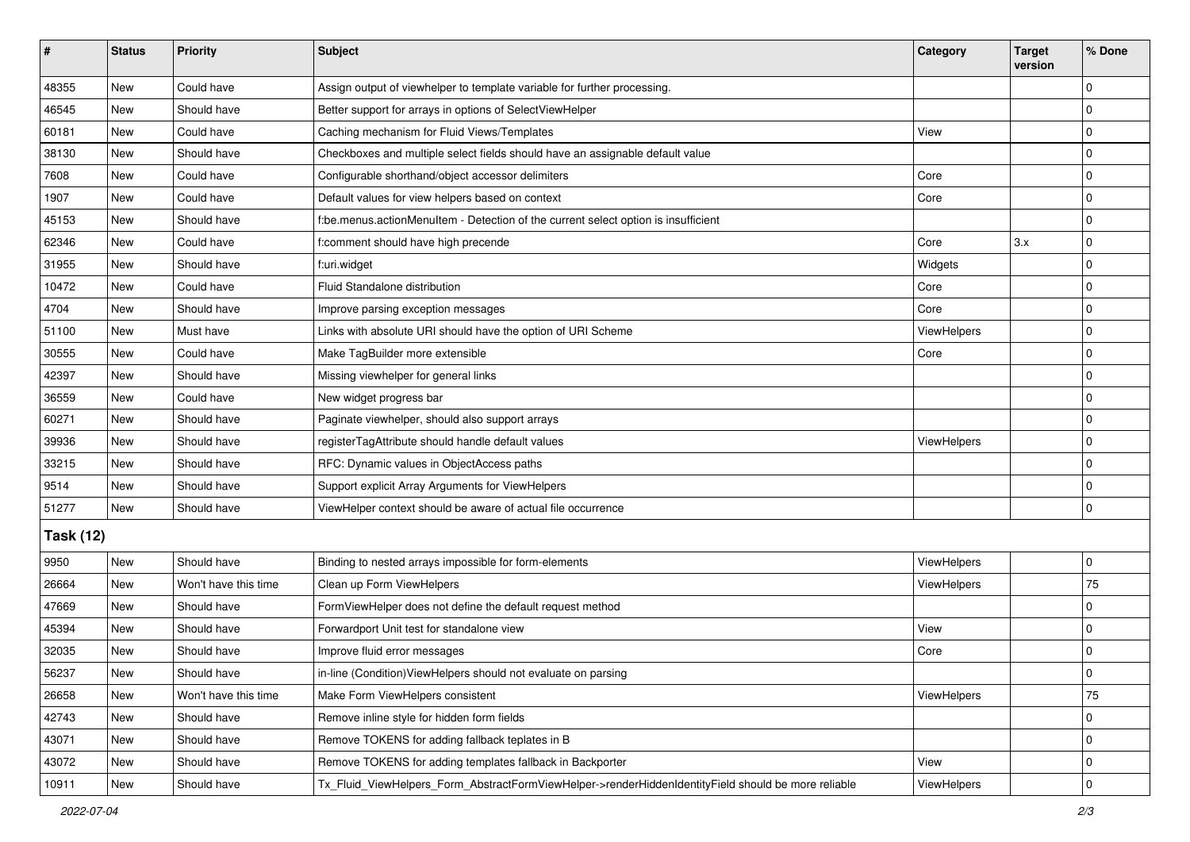| # | Status | Priority | Subject | Category | Target version | % Done |
|---|---|---|---|---|---|---|
| 48355 | New | Could have | Assign output of viewhelper to template variable for further processing. | | | 0 |
| 46545 | New | Should have | Better support for arrays in options of SelectViewHelper | | | 0 |
| 60181 | New | Could have | Caching mechanism for Fluid Views/Templates | View | | 0 |
| 38130 | New | Should have | Checkboxes and multiple select fields should have an assignable default value | | | 0 |
| 7608 | New | Could have | Configurable shorthand/object accessor delimiters | Core | | 0 |
| 1907 | New | Could have | Default values for view helpers based on context | Core | | 0 |
| 45153 | New | Should have | f:be.menus.actionMenuItem - Detection of the current select option is insufficient | | | 0 |
| 62346 | New | Could have | f:comment should have high precende | Core | 3.x | 0 |
| 31955 | New | Should have | f:uri.widget | Widgets | | 0 |
| 10472 | New | Could have | Fluid Standalone distribution | Core | | 0 |
| 4704 | New | Should have | Improve parsing exception messages | Core | | 0 |
| 51100 | New | Must have | Links with absolute URI should have the option of URI Scheme | ViewHelpers | | 0 |
| 30555 | New | Could have | Make TagBuilder more extensible | Core | | 0 |
| 42397 | New | Should have | Missing viewhelper for general links | | | 0 |
| 36559 | New | Could have | New widget progress bar | | | 0 |
| 60271 | New | Should have | Paginate viewhelper, should also support arrays | | | 0 |
| 39936 | New | Should have | registerTagAttribute should handle default values | ViewHelpers | | 0 |
| 33215 | New | Should have | RFC: Dynamic values in ObjectAccess paths | | | 0 |
| 9514 | New | Should have | Support explicit Array Arguments for ViewHelpers | | | 0 |
| 51277 | New | Should have | ViewHelper context should be aware of actual file occurrence | | | 0 |
| **Task (12)** | | | | | | |
| 9950 | New | Should have | Binding to nested arrays impossible for form-elements | ViewHelpers | | 0 |
| 26664 | New | Won't have this time | Clean up Form ViewHelpers | ViewHelpers | | 75 |
| 47669 | New | Should have | FormViewHelper does not define the default request method | | | 0 |
| 45394 | New | Should have | Forwardport Unit test for standalone view | View | | 0 |
| 32035 | New | Should have | Improve fluid error messages | Core | | 0 |
| 56237 | New | Should have | in-line (Condition)ViewHelpers should not evaluate on parsing | | | 0 |
| 26658 | New | Won't have this time | Make Form ViewHelpers consistent | ViewHelpers | | 75 |
| 42743 | New | Should have | Remove inline style for hidden form fields | | | 0 |
| 43071 | New | Should have | Remove TOKENS for adding fallback teplates in B | | | 0 |
| 43072 | New | Should have | Remove TOKENS for adding templates fallback in Backporter | View | | 0 |
| 10911 | New | Should have | Tx_Fluid_ViewHelpers_Form_AbstractFormViewHelper->renderHiddenIdentityField should be more reliable | ViewHelpers | | 0 |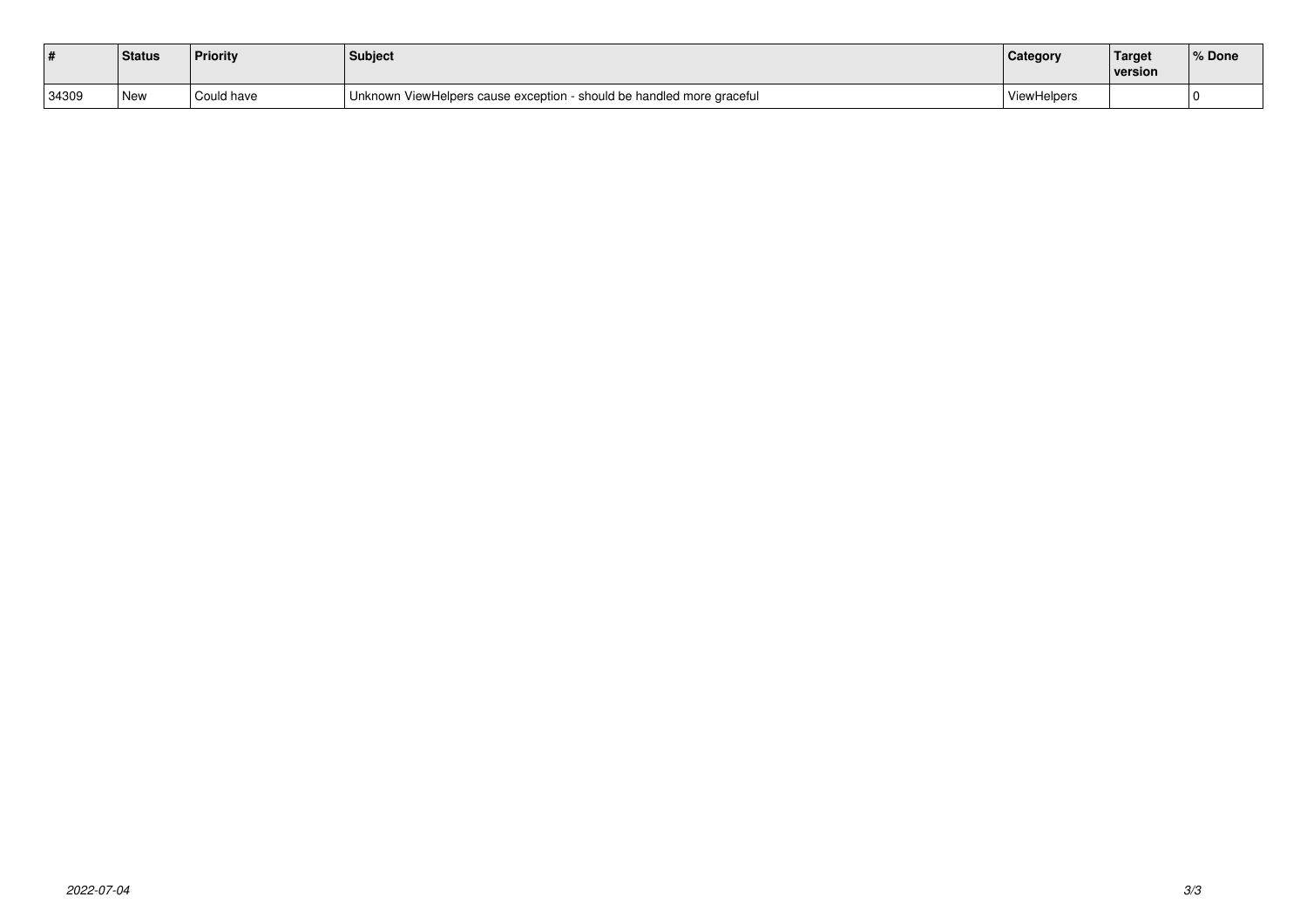| # | Status | Priority | Subject | Category | Target version | % Done |
| --- | --- | --- | --- | --- | --- | --- |
| 34309 | New | Could have | Unknown ViewHelpers cause exception - should be handled more graceful | ViewHelpers | | 0 |